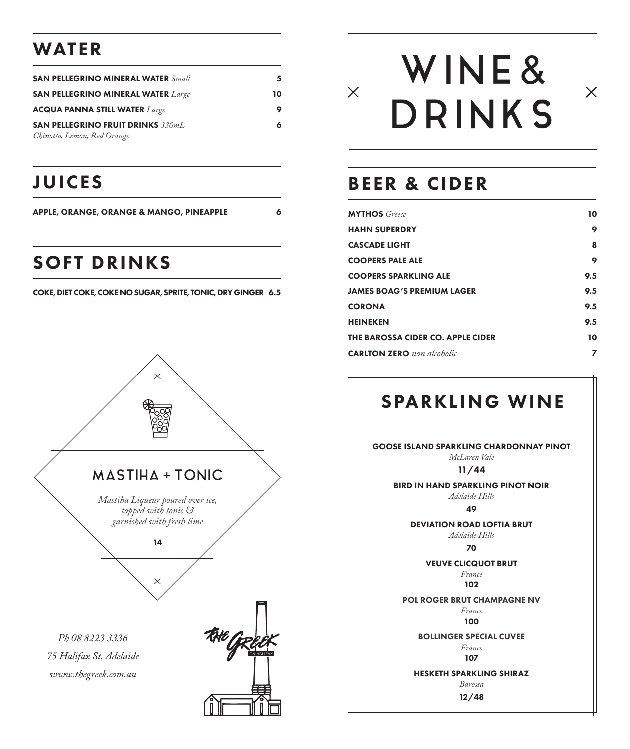## WATER

| | |
|---|---|
| **SAN PELLEGRINO MINERAL WATER** *Small* | 5 |
| **SAN PELLEGRINO MINERAL WATER** *Large* | 10 |
| **ACQUA PANNA STILL WATER** *Large* | 9 |
| **SAN PELLEGRINO FRUIT DRINKS** *330mL* <br> *Chinotto, Lemon, Red Orange* | 6 |

## JUICES

**APPLE, ORANGE, ORANGE & MANGO, PINEAPPLE** 6

## SOFT DRINKS

**COKE, DIET COKE, COKE NO SUGAR, SPRITE, TONIC, DRY GINGER** 6.5

### MASTIHA + TONIC

*Mastiha Liqueur poured over ice, topped with tonic & garnished with fresh lime*

**14**

*Ph 08 8223 3336*
*75 Halifax St, Adelaide*
*www.thegreek.com.au*

THE GREEK ON HALIFAX

# WINE & DRINKS

## BEER & CIDER

| | |
|---|---|
| **MYTHOS** *Greece* | 10 |
| **HAHN SUPERDRY** | 9 |
| **CASCADE LIGHT** | 8 |
| **COOPERS PALE ALE** | 9 |
| **COOPERS SPARKLING ALE** | 9.5 |
| **JAMES BOAG'S PREMIUM LAGER** | 9.5 |
| **CORONA** | 9.5 |
| **HEINEKEN** | 9.5 |
| **THE BAROSSA CIDER CO. APPLE CIDER** | 10 |
| **CARLTON ZERO** *non alcoholic* | 7 |

## SPARKLING WINE

**GOOSE ISLAND SPARKLING CHARDONNAY PINOT**
*McLaren Vale*
**11/44**

**BIRD IN HAND SPARKLING PINOT NOIR**
*Adelaide Hills*
**49**

**DEVIATION ROAD LOFTIA BRUT**
*Adelaide Hills*
**70**

**VEUVE CLICQUOT BRUT**
*France*
**102**

**POL ROGER BRUT CHAMPAGNE NV**
*France*
**100**

**BOLLINGER SPECIAL CUVEE**
*France*
**107**

**HESKETH SPARKLING SHIRAZ**
*Barossa*
**12/48**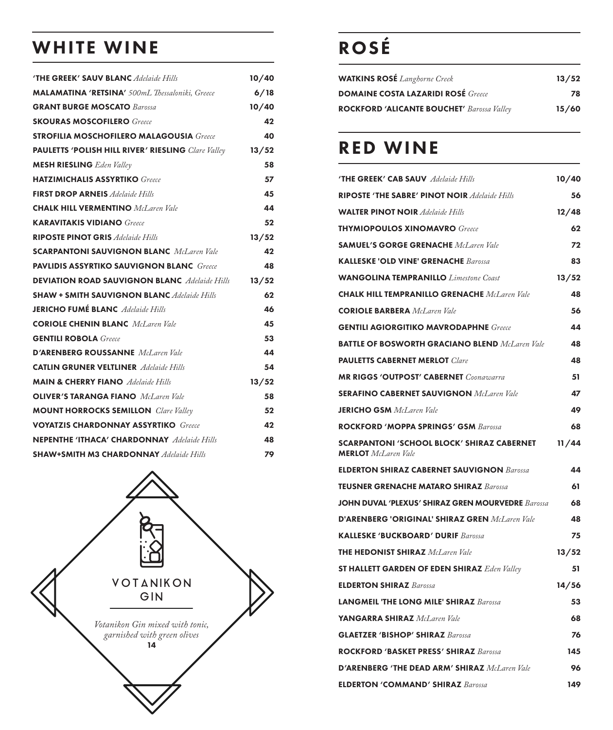# WHITE WINE

| | |
|---|---|
| **'THE GREEK' SAUV BLANC** *Adelaide Hills* | 10/40 |
| **MALAMATINA 'RETSINA'** *500mL Thessaloniki, Greece* | 6/18 |
| **GRANT BURGE MOSCATO** *Barossa* | 10/40 |
| **SKOURAS MOSCOFILERO** *Greece* | 42 |
| **STROFILIA MOSCHOFILERO MALAGOUSIA** *Greece* | 40 |
| **PAULETTS 'POLISH HILL RIVER' RIESLING** *Clare Valley* | 13/52 |
| **MESH RIESLING** *Eden Valley* | 58 |
| **HATZIMICHALIS ASSYRTIKO** *Greece* | 57 |
| **FIRST DROP ARNEIS** *Adelaide Hills* | 45 |
| **CHALK HILL VERMENTINO** *McLaren Vale* | 44 |
| **KARAVITAKIS VIDIANO** *Greece* | 52 |
| **RIPOSTE PINOT GRIS** *Adelaide Hills* | 13/52 |
| **SCARPANTONI SAUVIGNON BLANC** *McLaren Vale* | 42 |
| **PAVLIDIS ASSYRTIKO SAUVIGNON BLANC** *Greece* | 48 |
| **DEVIATION ROAD SAUVIGNON BLANC** *Adelaide Hills* | 13/52 |
| **SHAW + SMITH SAUVIGNON BLANC** *Adelaide Hills* | 62 |
| **JERICHO FUMÉ BLANC** *Adelaide Hills* | 46 |
| **CORIOLE CHENIN BLANC** *McLaren Vale* | 45 |
| **GENTILI ROBOLA** *Greece* | 53 |
| **D'ARENBERG ROUSSANNE** *McLaren Vale* | 44 |
| **CATLIN GRUNER VELTLINER** *Adelaide Hills* | 54 |
| **MAIN & CHERRY FIANO** *Adelaide Hills* | 13/52 |
| **OLIVER'S TARANGA FIANO** *McLaren Vale* | 58 |
| **MOUNT HORROCKS SEMILLON** *Clare Valley* | 52 |
| **VOYATZIS CHARDONNAY ASSYRTIKO** *Greece* | 42 |
| **NEPENTHE 'ITHACA' CHARDONNAY** *Adelaide Hills* | 48 |
| **SHAW+SMITH M3 CHARDONNAY** *Adelaide Hills* | 79 |

## VOTANIKON GIN

*Votanikon Gin mixed with tonic, garnished with green olives*

**14**

# ROSÉ

| | |
|---|---|
| **WATKINS ROSÉ** *Langhorne Creek* | 13/52 |
| **DOMAINE COSTA LAZARIDI ROSÉ** *Greece* | 78 |
| **ROCKFORD 'ALICANTE BOUCHET'** *Barossa Valley* | 15/60 |

# RED WINE

| | |
|---|---|
| **'THE GREEK' CAB SAUV** *Adelaide Hills* | 10/40 |
| **RIPOSTE 'THE SABRE' PINOT NOIR** *Adelaide Hills* | 56 |
| **WALTER PINOT NOIR** *Adelaide Hills* | 12/48 |
| **THYMIOPOULOS XINOMAVRO** *Greece* | 62 |
| **SAMUEL'S GORGE GRENACHE** *McLaren Vale* | 72 |
| **KALLESKE 'OLD VINE' GRENACHE** *Barossa* | 83 |
| **WANGOLINA TEMPRANILLO** *Limestone Coast* | 13/52 |
| **CHALK HILL TEMPRANILLO GRENACHE** *McLaren Vale* | 48 |
| **CORIOLE BARBERA** *McLaren Vale* | 56 |
| **GENTILI AGIORGITIKO MAVRODAPHNE** *Greece* | 44 |
| **BATTLE OF BOSWORTH GRACIANO BLEND** *McLaren Vale* | 48 |
| **PAULETTS CABERNET MERLOT** *Clare* | 48 |
| **MR RIGGS 'OUTPOST' CABERNET** *Coonawarra* | 51 |
| **SERAFINO CABERNET SAUVIGNON** *McLaren Vale* | 47 |
| **JERICHO GSM** *McLaren Vale* | 49 |
| **ROCKFORD 'MOPPA SPRINGS' GSM** *Barossa* | 68 |
| **SCARPANTONI 'SCHOOL BLOCK' SHIRAZ CABERNET MERLOT** *McLaren Vale* | 11/44 |
| **ELDERTON SHIRAZ CABERNET SAUVIGNON** *Barossa* | 44 |
| **TEUSNER GRENACHE MATARO SHIRAZ** *Barossa* | 61 |
| **JOHN DUVAL 'PLEXUS' SHIRAZ GREN MOURVEDRE** *Barossa* | 68 |
| **D'ARENBERG 'ORIGINAL' SHIRAZ GREN** *McLaren Vale* | 48 |
| **KALLESKE 'BUCKBOARD' DURIF** *Barossa* | 75 |
| **THE HEDONIST SHIRAZ** *McLaren Vale* | 13/52 |
| **ST HALLETT GARDEN OF EDEN SHIRAZ** *Eden Valley* | 51 |
| **ELDERTON SHIRAZ** *Barossa* | 14/56 |
| **LANGMEIL 'THE LONG MILE' SHIRAZ** *Barossa* | 53 |
| **YANGARRA SHIRAZ** *McLaren Vale* | 68 |
| **GLAETZER 'BISHOP' SHIRAZ** *Barossa* | 76 |
| **ROCKFORD 'BASKET PRESS' SHIRAZ** *Barossa* | 145 |
| **D'ARENBERG 'THE DEAD ARM' SHIRAZ** *McLaren Vale* | 96 |
| **ELDERTON 'COMMAND' SHIRAZ** *Barossa* | 149 |